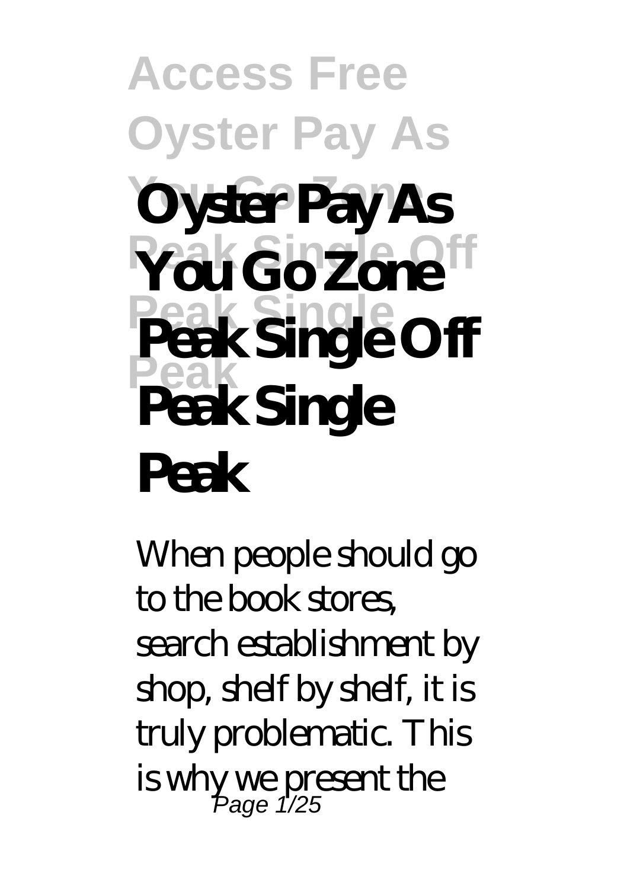# Oyster Pay As You Go Zone Peak Single Off Peak Single Peak

When people should go to the book stores, search establishment by shop, shelf by shelf, it is truly problematic. This is why we present the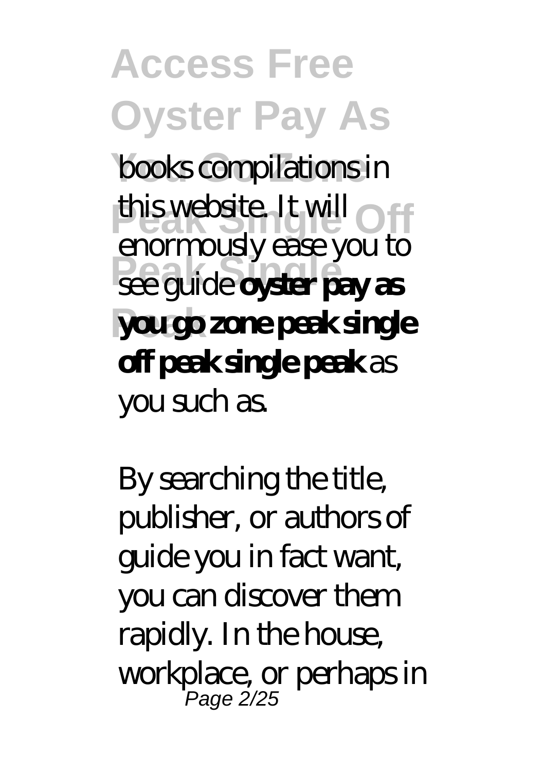books compilations in this website. It will enormously ease you to see guide **oyster pay as you go zone peak single off peak single peak** as you such as.

By searching the title, publisher, or authors of guide you in fact want, you can discover them rapidly. In the house, workplace, or perhaps in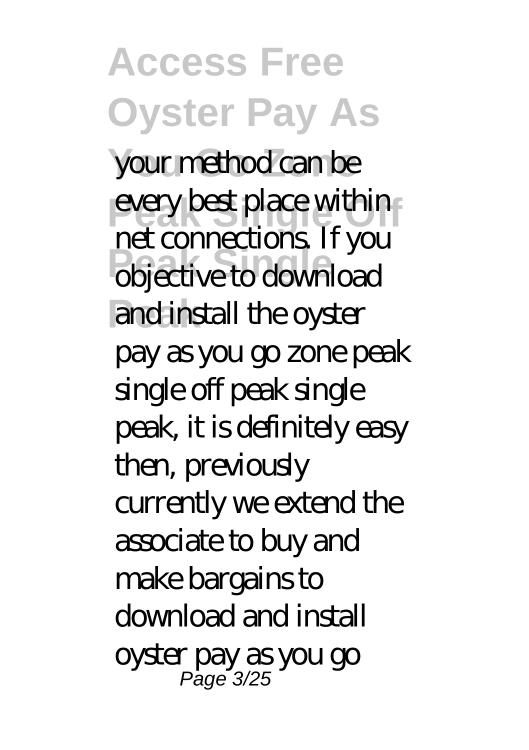your method can be every best place within net connections. If you objective to download and install the oyster pay as you go zone peak single off peak single peak, it is definitely easy then, previously currently we extend the associate to buy and make bargains to download and install oyster pay as you go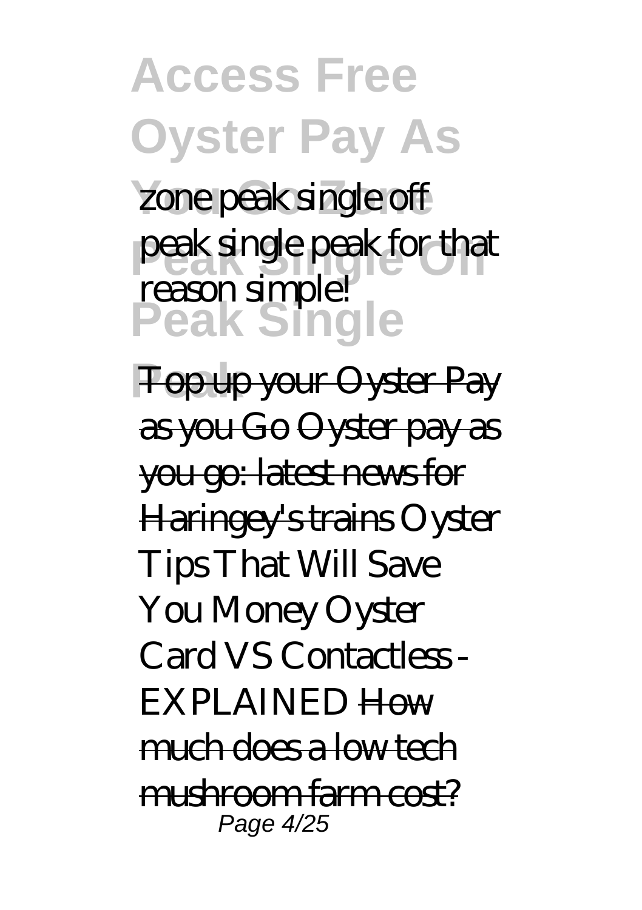zone peak single off peak single peak for that reason simple!

~~Top up your Oyster Pay as you Go~~ ~~Oyster pay as you go: latest news for Haringey's trains~~ Oyster Tips That Will Save You Money Oyster Card VS Contactless - EXPLAINED ~~How much does a low tech mushroom farm cost?~~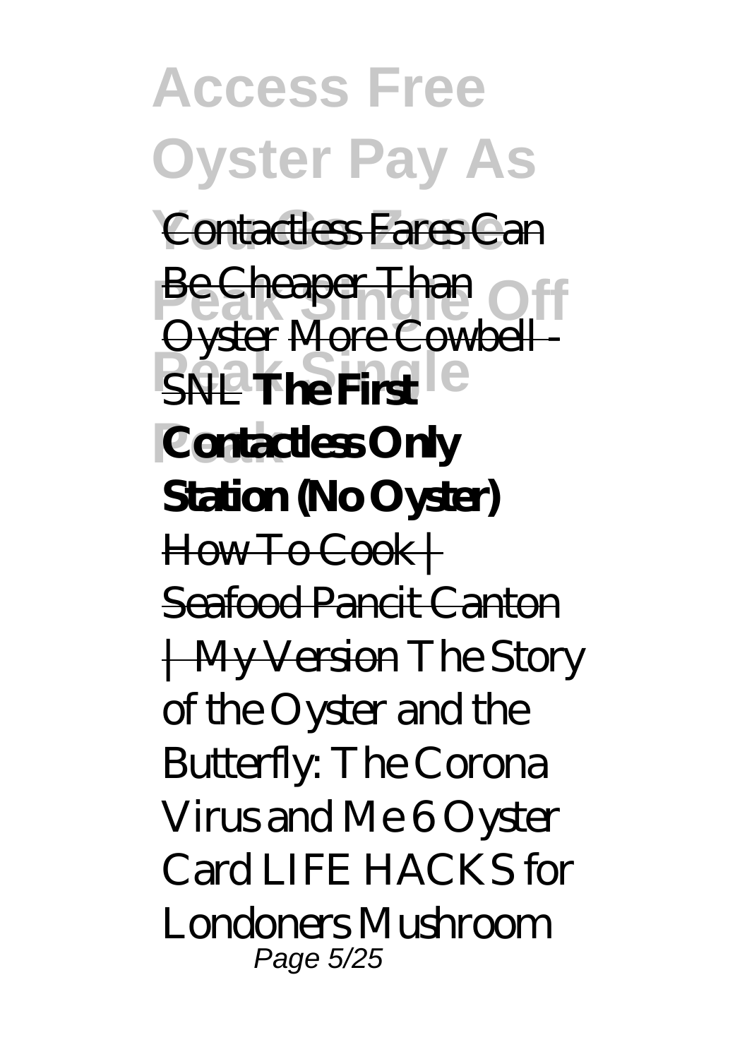Contactless Fares Can Be Cheaper Than Oyster More Cowbell - SNL **The First Contactless Only Station (No Oyster)** How To Cook | Seafood Pancit Canton | My Version *The Story of the Oyster and the Butterfly: The Corona Virus and Me 6 Oyster Card LIFE HACKS for Londoners Mushroom*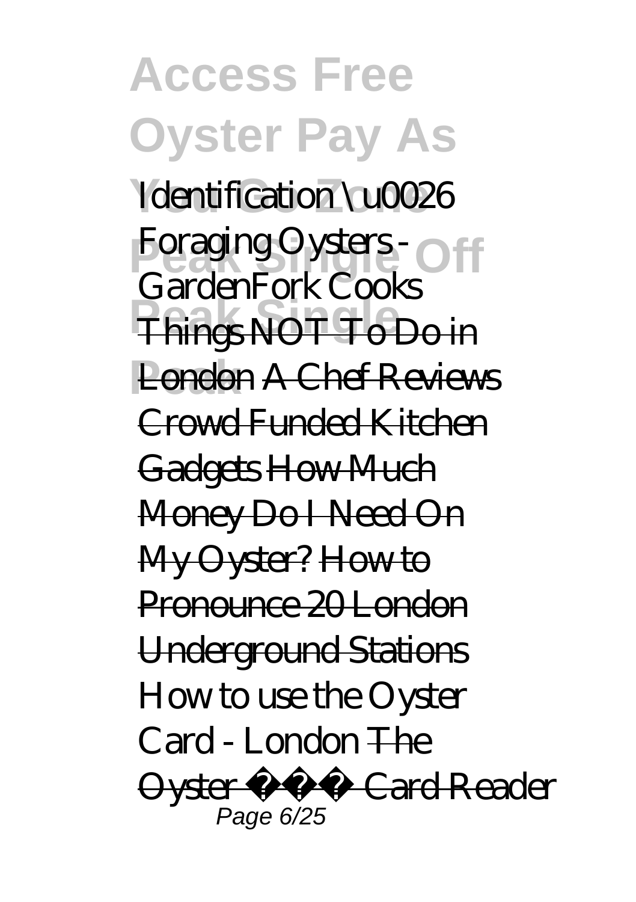*Identification \u0026 Foraging Oysters - GardenFork Cooks* ~~Things NOT To Do in London~~ ~~A Chef Reviews Crowd Funded Kitchen Gadgets~~ ~~How Much Money Do I Need On My Oyster?~~ ~~How to Pronounce 20 London Underground Stations~~ *How to use the Oyster Card - London* ~~The Oyster Card Reader~~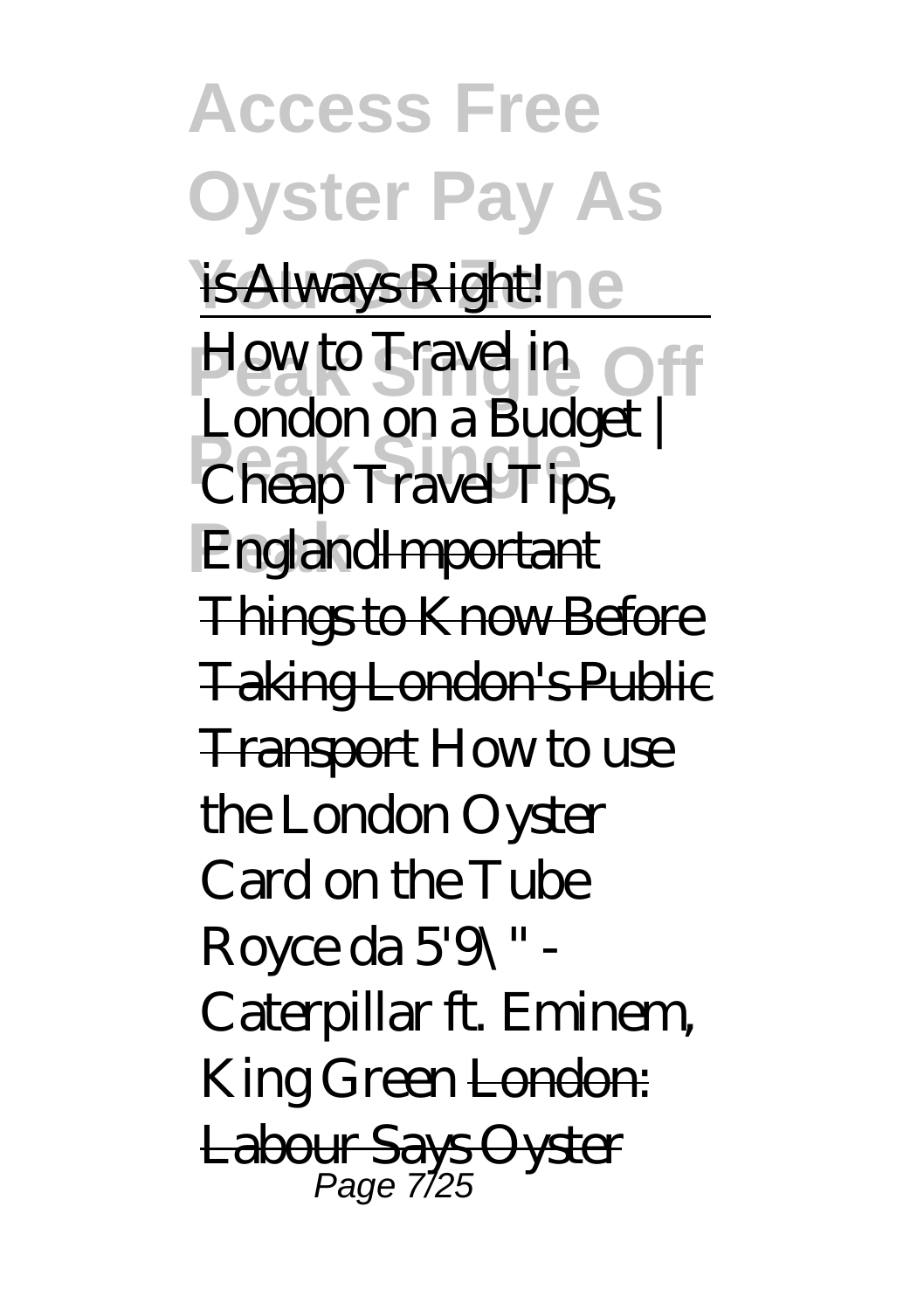is Always Right!

How to Travel in London on a Budget | Cheap Travel Tips, England Important Things to Know Before Taking London's Public Transport *How to use the London Oyster Card on the Tube* *Royce da 5'9\" - Caterpillar ft. Eminem, King Green* London: Labour Says Oyster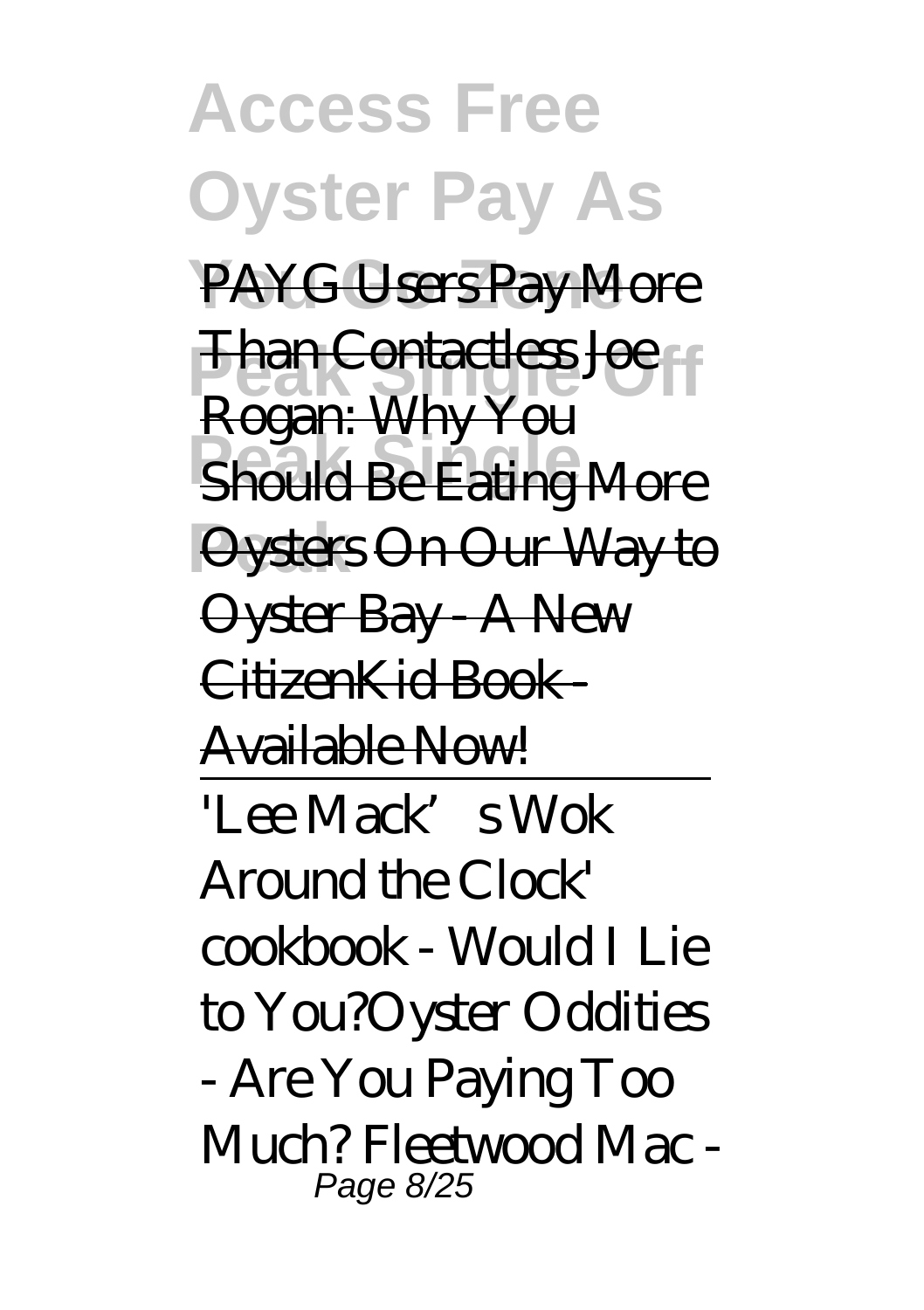PAYG Users Pay More Than Contactless Joe Rogan: Why You Should Be Eating More Oysters On Our Way to Oyster Bay - A New CitizenKid Book - Available Now!

'Lee Mack's Wok Around the Clock' cookbook - Would I Lie to You?Oyster Oddities - Are You Paying Too Much? Fleetwood Mac -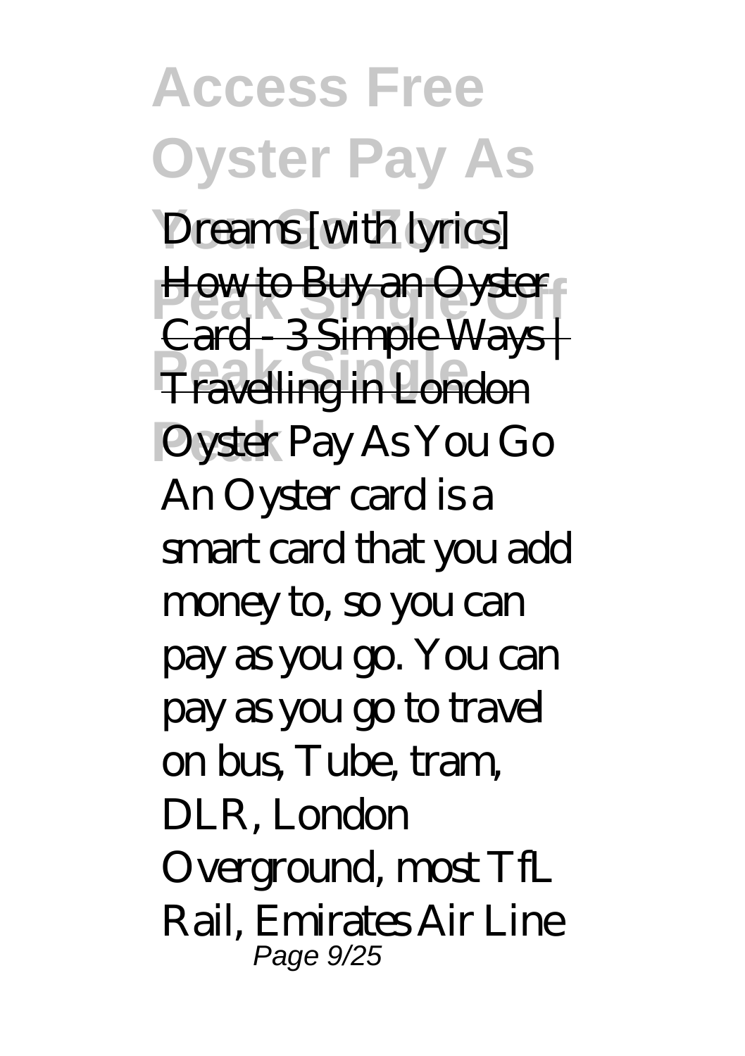*Dreams [with lyrics]*

How to Buy an Oyster Card - 3 Simple Ways | Travelling in London

*Oyster Pay As You Go*

An Oyster card is a smart card that you add money to, so you can pay as you go. You can pay as you go to travel on bus, Tube, tram, DLR, London Overground, most TfL Rail, Emirates Air Line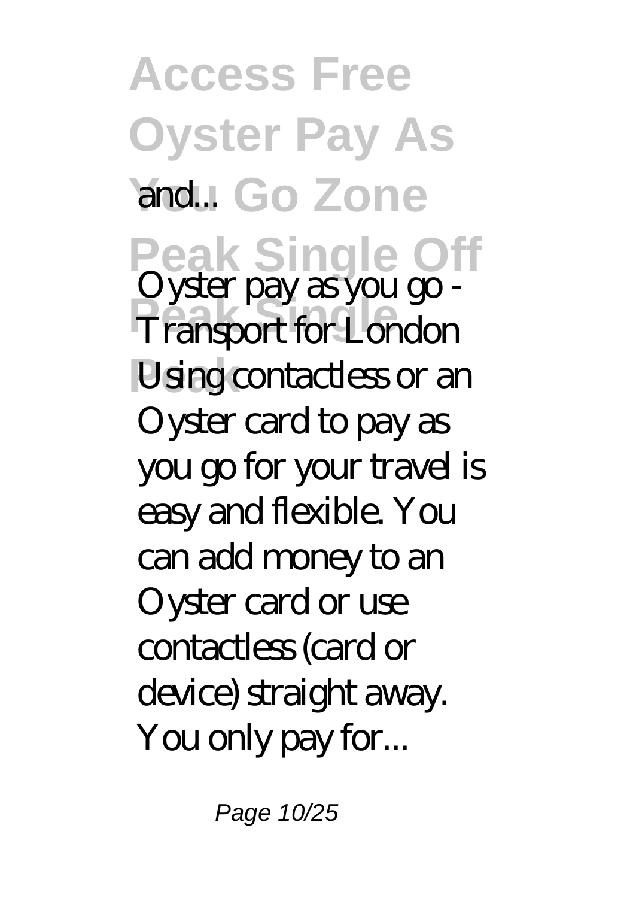and...

*Oyster pay as you go - Transport for London*

Using contactless or an Oyster card to pay as you go for your travel is easy and flexible. You can add money to an Oyster card or use contactless (card or device) straight away. You only pay for...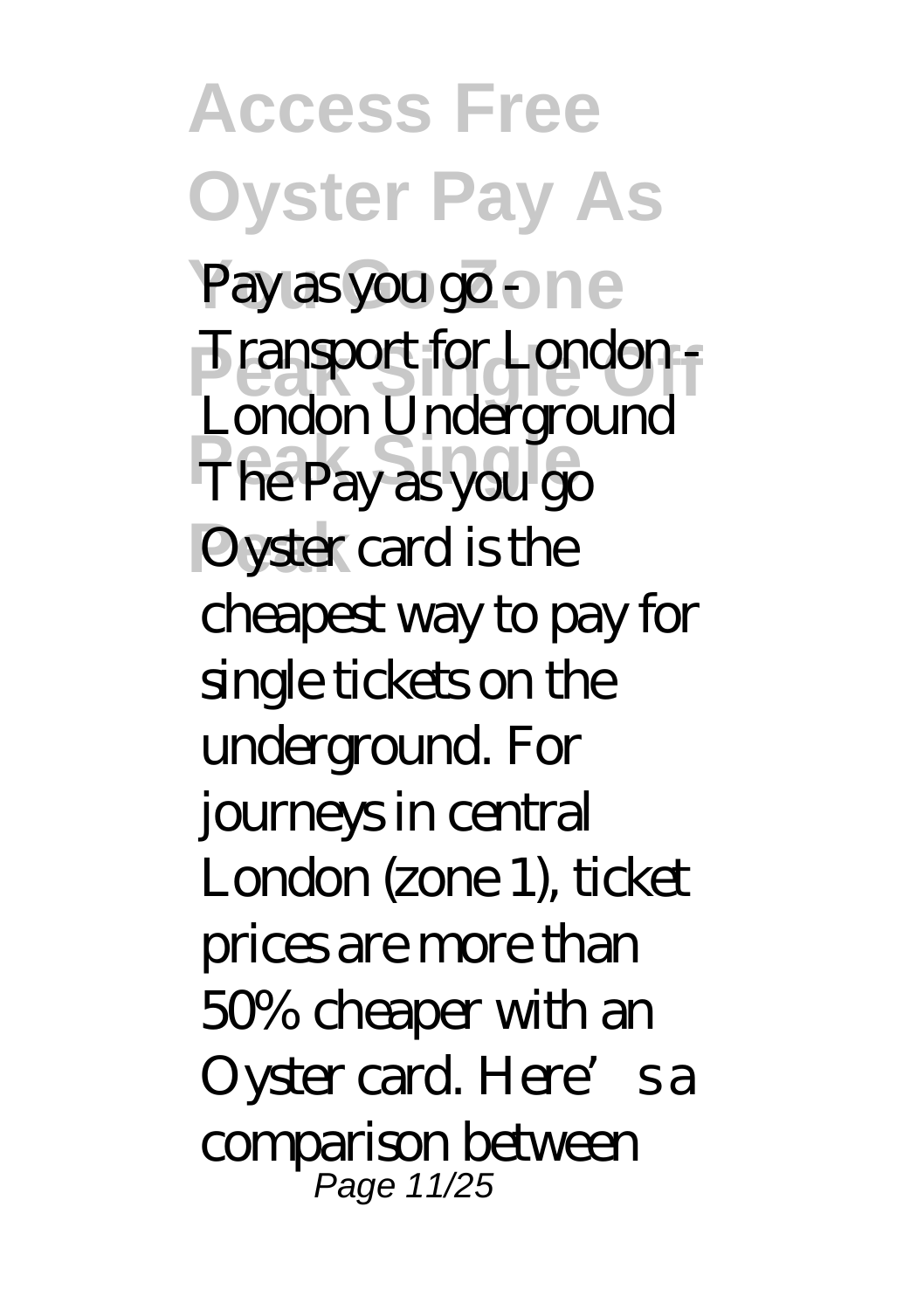Pay as you go - Transport for London - London Underground

The Pay as you go Oyster card is the cheapest way to pay for single tickets on the underground. For journeys in central London (zone 1), ticket prices are more than 50% cheaper with an Oyster card. Here's a comparison between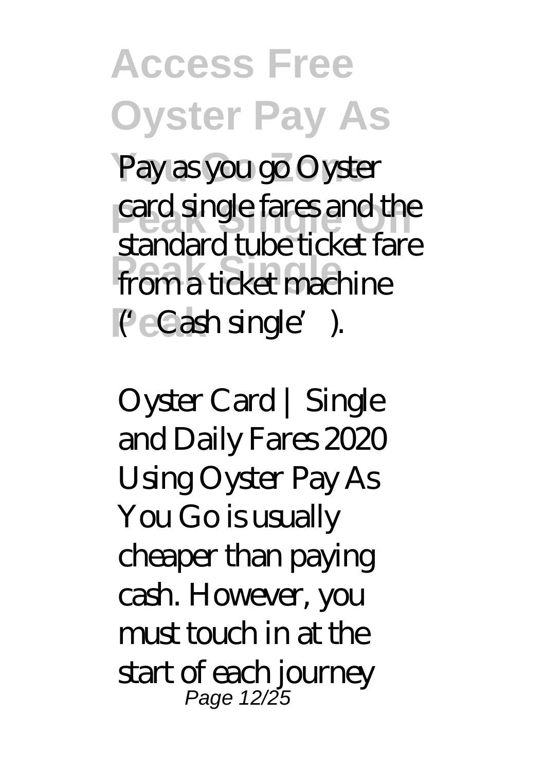Pay as you go Oyster card single fares and the standard tube ticket fare from a ticket machine ('Cash single').

Oyster Card | Single and Daily Fares 2020
Using Oyster Pay As You Go is usually cheaper than paying cash. However, you must touch in at the start of each journey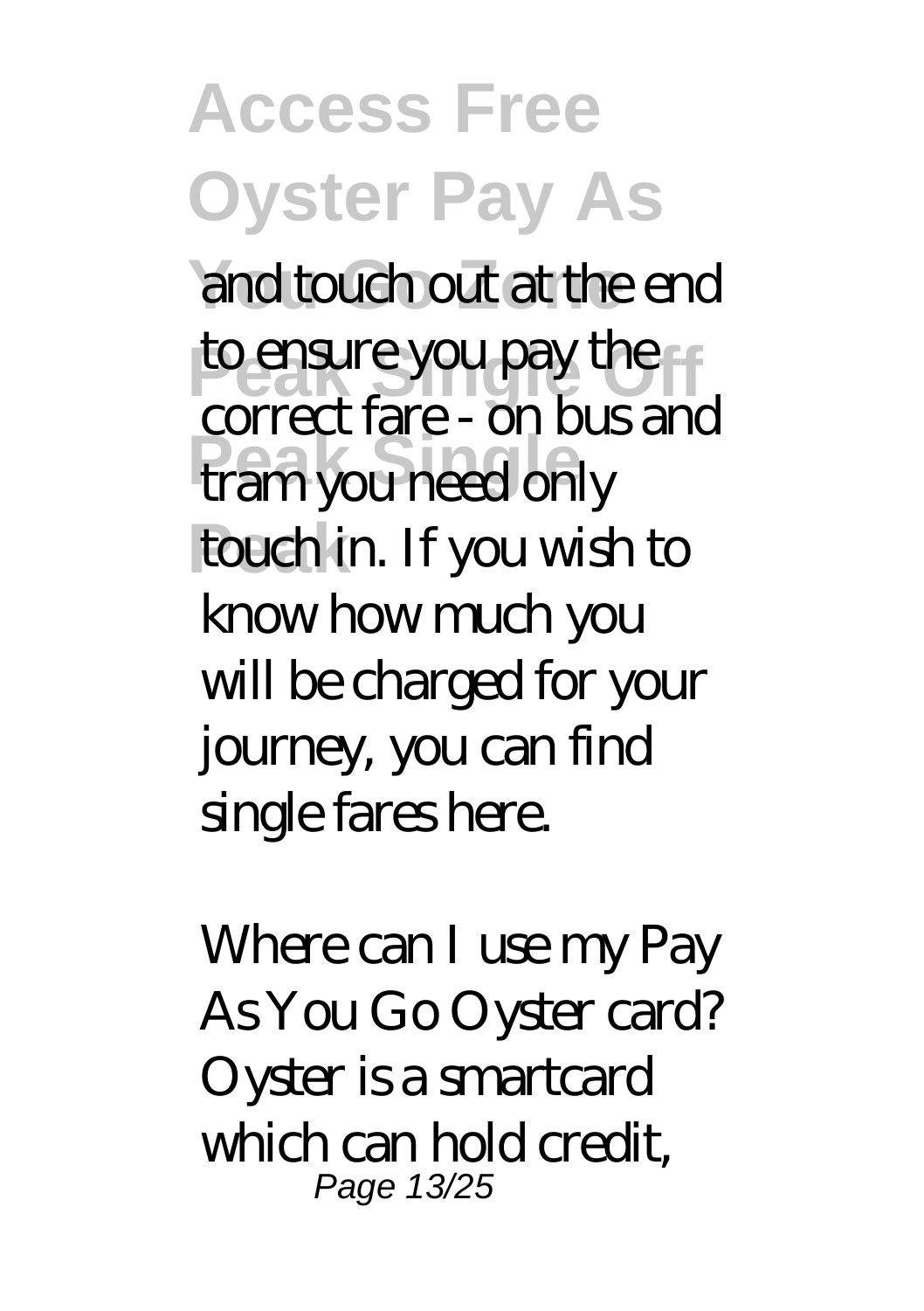and touch out at the end to ensure you pay the correct fare - on bus and tram you need only touch in. If you wish to know how much you will be charged for your journey, you can find single fares here.

Where can I use my Pay As You Go Oyster card? Oyster is a smartcard which can hold credit,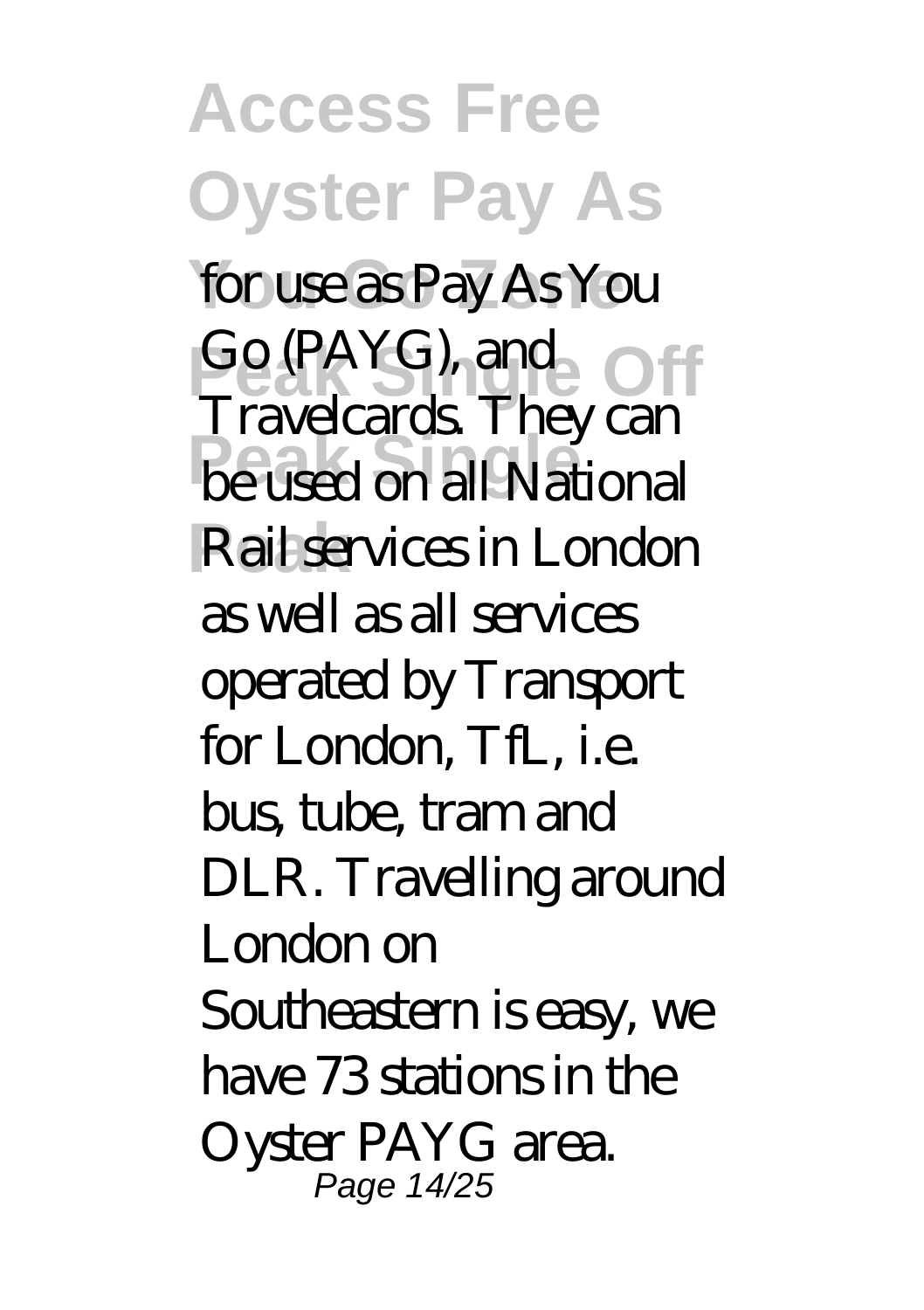for use as Pay As You Go (PAYG), and Travelcards. They can be used on all National Rail services in London as well as all services operated by Transport for London, TfL, i.e. bus, tube, tram and DLR. Travelling around London on Southeastern is easy, we have 73 stations in the Oyster PAYG area.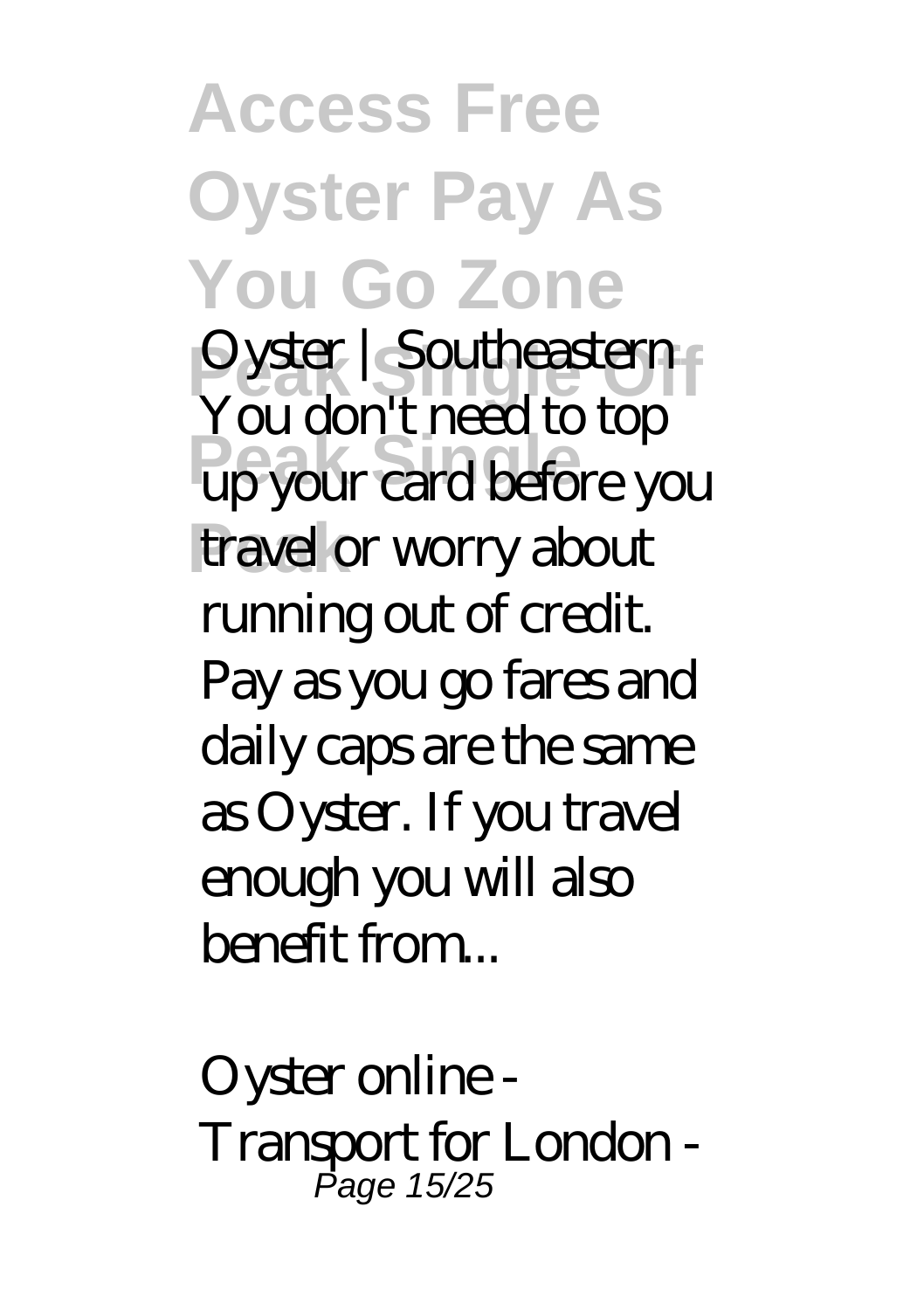*Oyster | Southeastern*

You don't need to top up your card before you travel or worry about running out of credit. Pay as you go fares and daily caps are the same as Oyster. If you travel enough you will also benefit from...

*Oyster online - Transport for London -*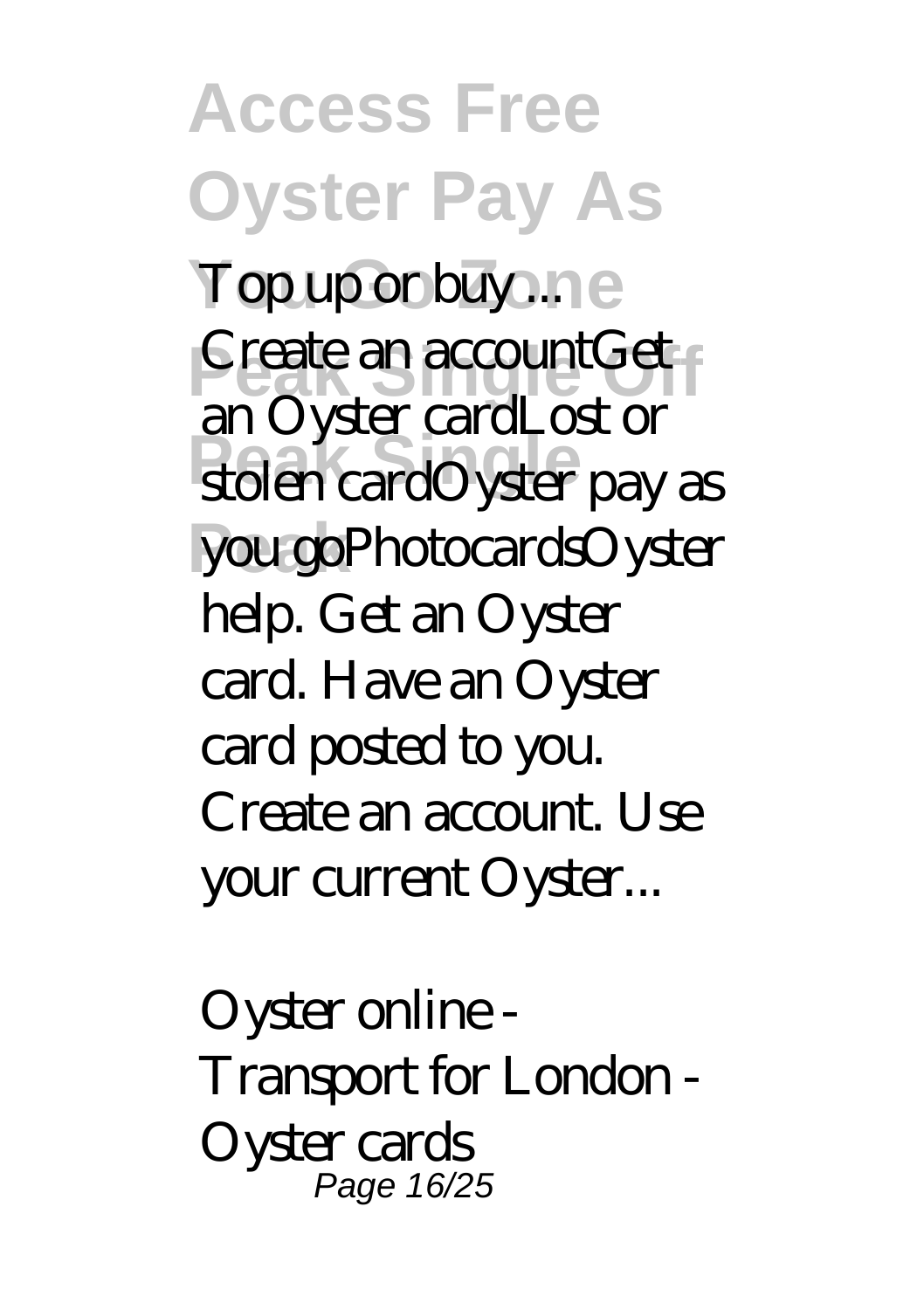*Top up or buy ...*

Create an accountGet an Oyster cardLost or stolen cardOyster pay as you goPhotocardsOyster help. Get an Oyster card. Have an Oyster card posted to you. Create an account. Use your current Oyster...

*Oyster online - Transport for London - Oyster cards*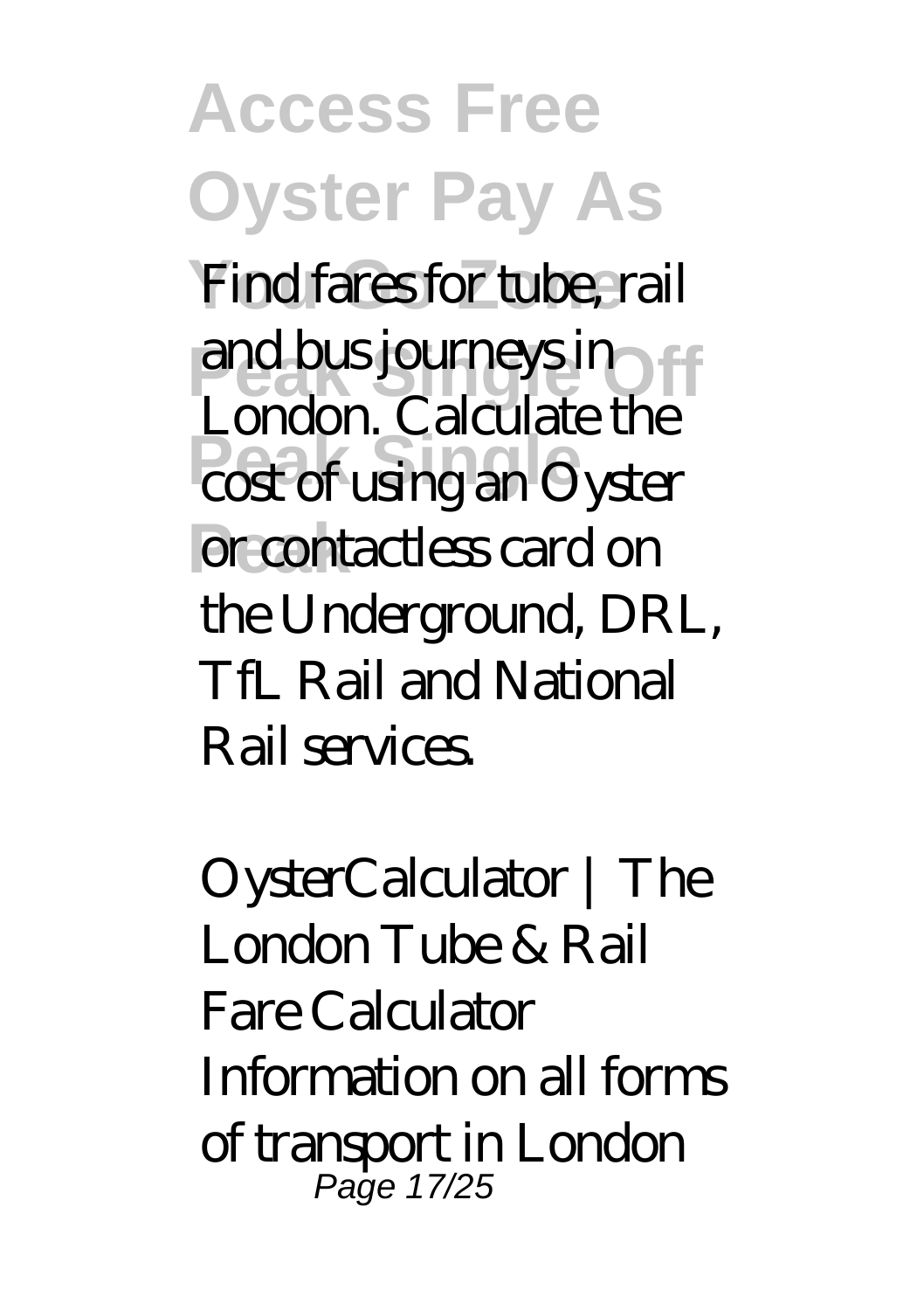Find fares for tube, rail and bus journeys in London. Calculate the cost of using an Oyster or contactless card on the Underground, DRL, TfL Rail and National Rail services.

*OysterCalculator | The London Tube & Rail Fare Calculator*

Information on all forms of transport in London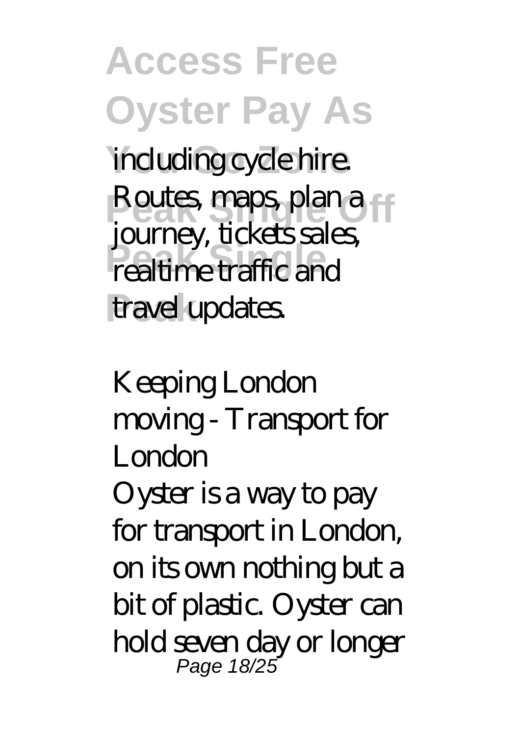including cycle hire. Routes, maps, plan a journey, tickets sales, realtime traffic and travel updates.

*Keeping London moving - Transport for London*

Oyster is a way to pay for transport in London, on its own nothing but a bit of plastic. Oyster can hold seven day or longer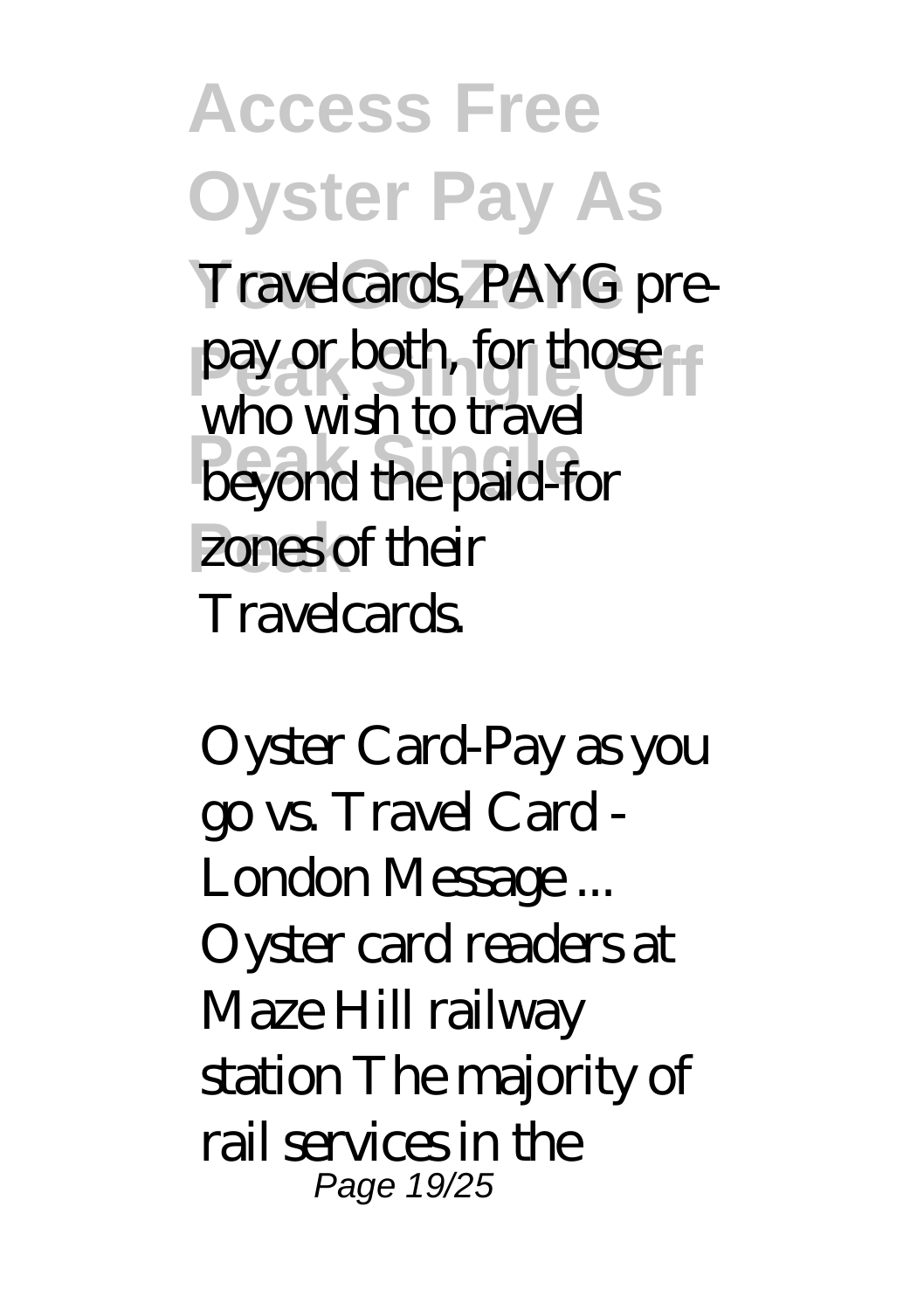Travelcards, PAYG pre-pay or both, for those who wish to travel beyond the paid-for zones of their Travelcards.

*Oyster Card-Pay as you go vs. Travel Card - London Message ...*

Oyster card readers at Maze Hill railway station The majority of rail services in the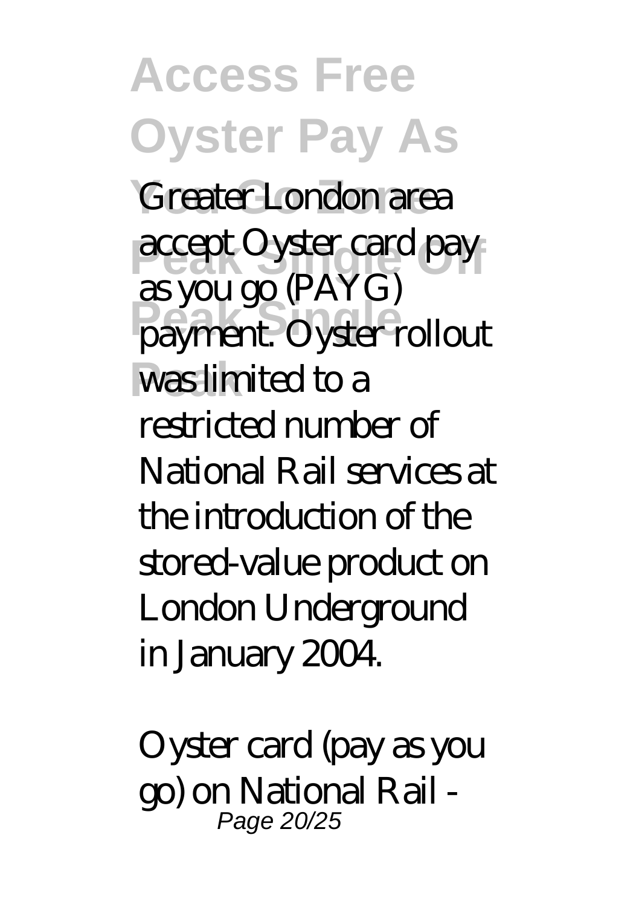Greater London area accept Oyster card pay as you go (PAYG) payment. Oyster rollout was limited to a restricted number of National Rail services at the introduction of the stored-value product on London Underground in January 2004.

*Oyster card (pay as you go) on National Rail -*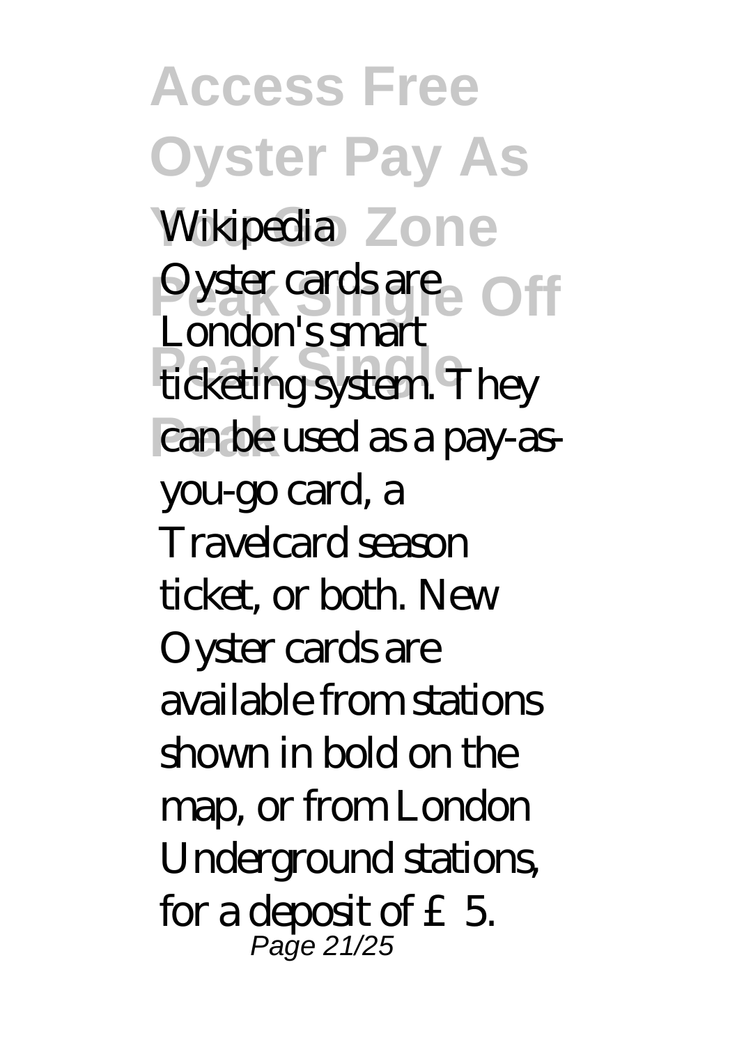Wikipedia

Oyster cards are London's smart ticketing system. They can be used as a pay-as-you-go card, a Travelcard season ticket, or both. New Oyster cards are available from stations shown in bold on the map, or from London Underground stations, for a deposit of £5.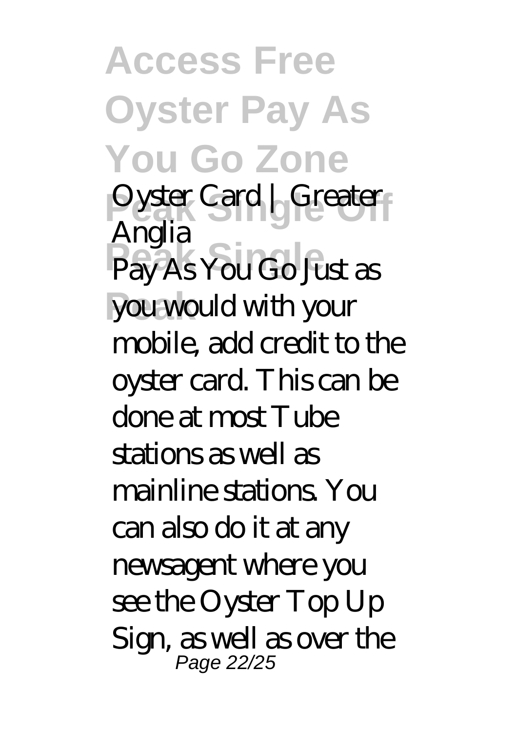*Oyster Card | Greater Anglia*

Pay As You Go Just as you would with your mobile, add credit to the oyster card. This can be done at most Tube stations as well as mainline stations. You can also do it at any newsagent where you see the Oyster Top Up Sign, as well as over the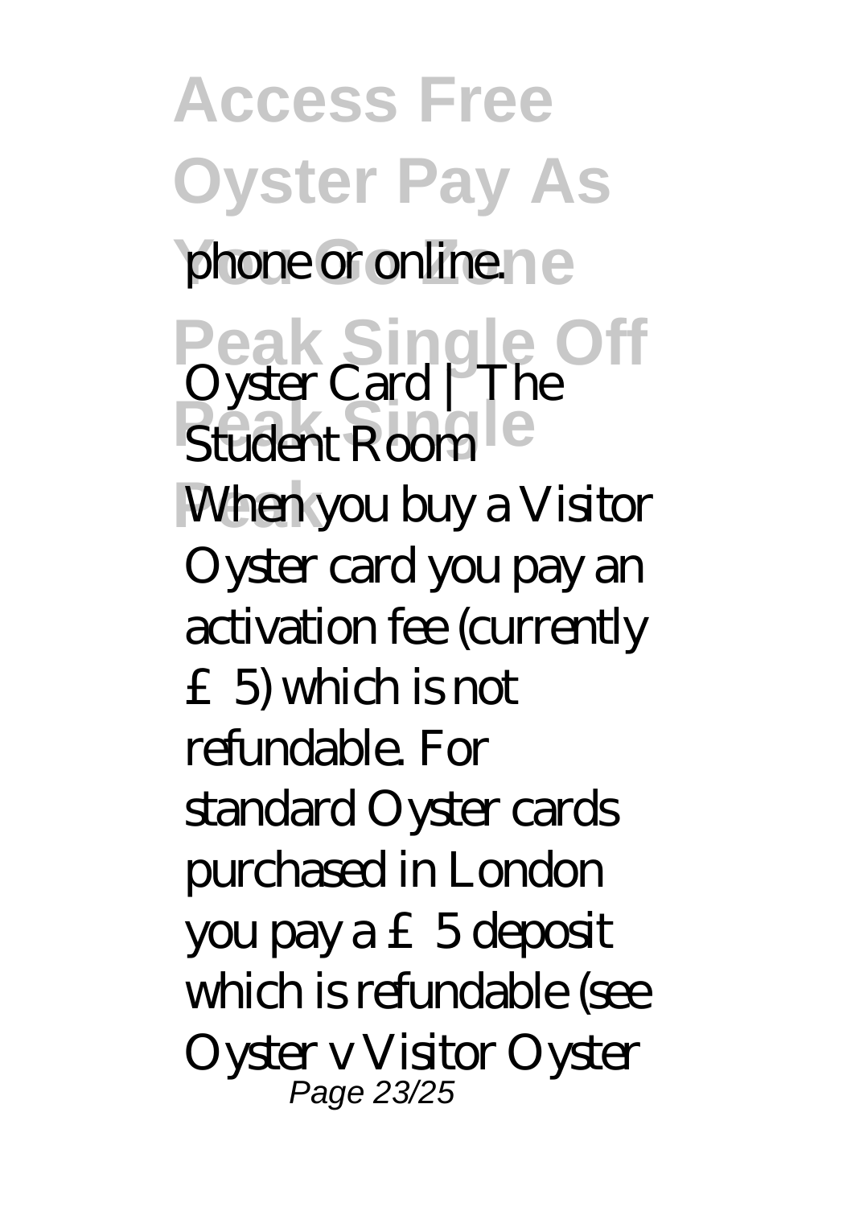phone or online.

*Oyster Card | The Student Room*

When you buy a Visitor Oyster card you pay an activation fee (currently £5) which is not refundable. For standard Oyster cards purchased in London you pay a £5 deposit which is refundable (see Oyster v Visitor Oyster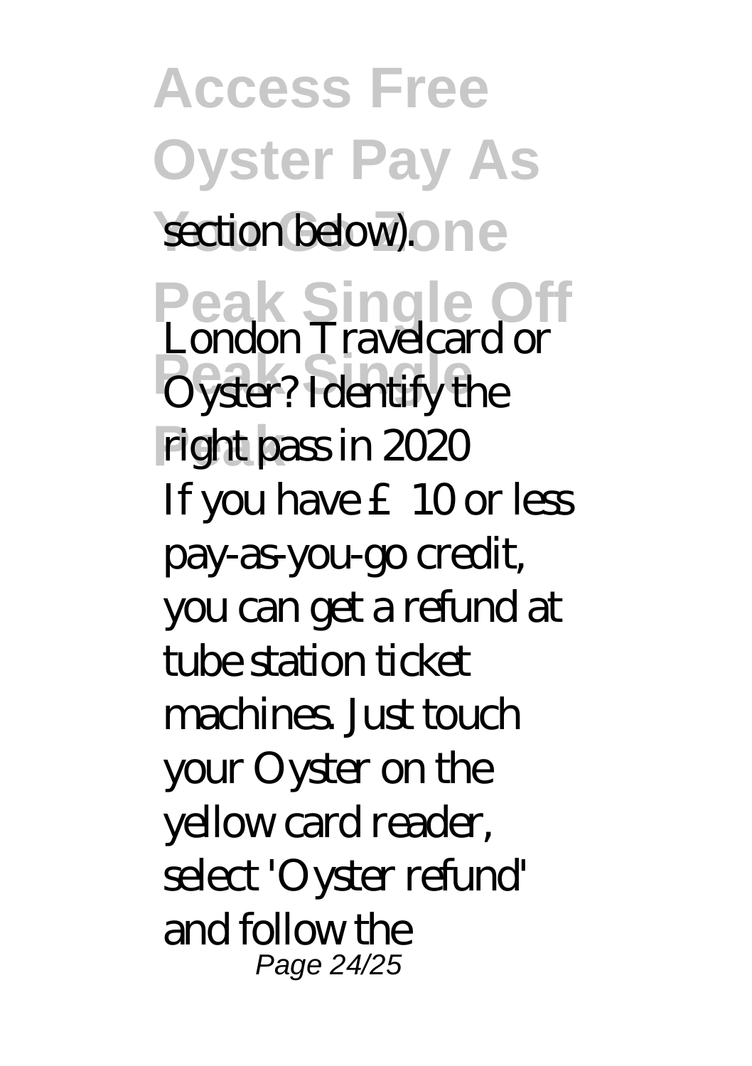section below).

*London Travelcard or Oyster? Identify the right pass in 2020*

If you have £10 or less pay-as-you-go credit, you can get a refund at tube station ticket machines. Just touch your Oyster on the yellow card reader, select 'Oyster refund' and follow the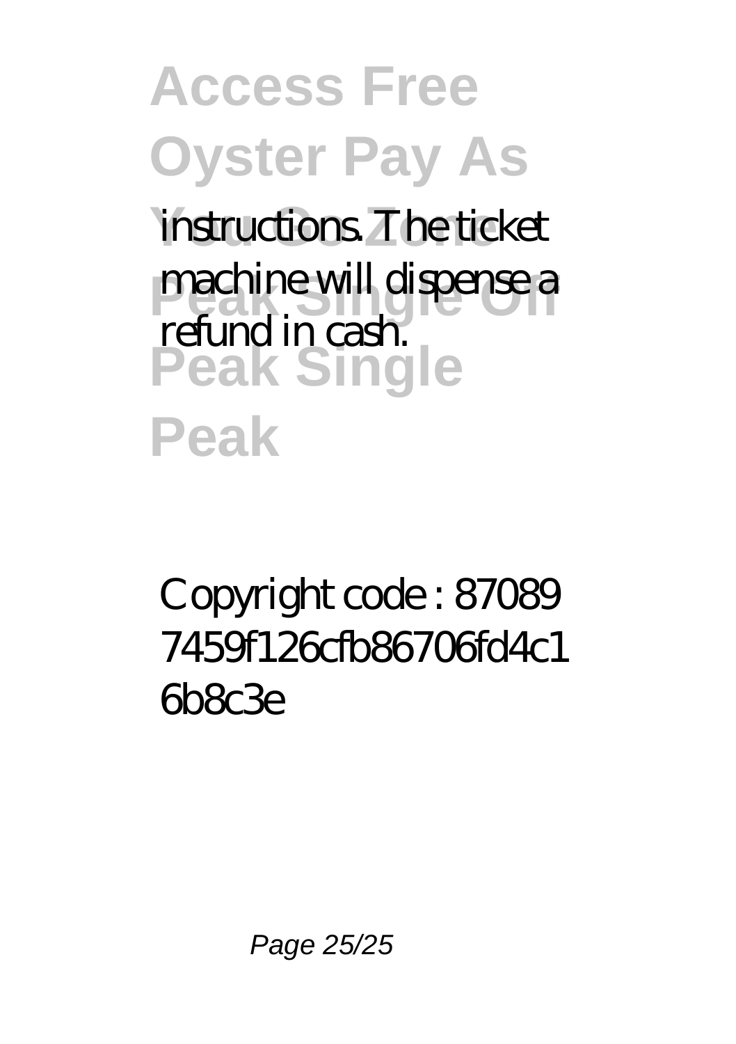instructions. The ticket machine will dispense a refund in cash.

Copyright code : 870897459f126cfb86706fd4c16b8c3e